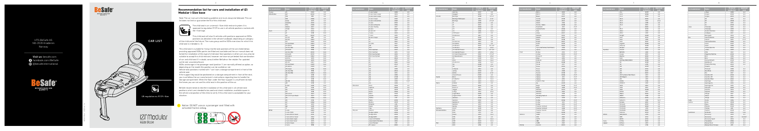HTS BeSafe AS
NO-3535 Krøderen
Norway

**Visit us:** besafe.com
facebook.com/BeSafe
@besafeinternational

BeSafe
SCANDINAVIAN SAFETY

# CAR LIST

# iZi Modular
i-Size base

UN regulation no R129 i-Size

## Recommendation list for cars and installation of iZi Modular i-Size base

Note: The car manual is the leading guideline and must always be followed. This car list does not limit or guarantee the fit of this child seat.

The child seat is an i-Size universal / i-Size child restraint system. It is approved to regulation R129 to use in all vehicle positions marked with the i-Size logo.

This child seat will also fit vehicles with positions approved as ISOfix positions (as detailed in the vehicle handbook), depending on category of the child seat and of the fixture. The mass group and the ISOfix size class for which this child seat is intended is: D.

Notice: DO NOT use in a passenger seat fitted with activated frontal airbag.